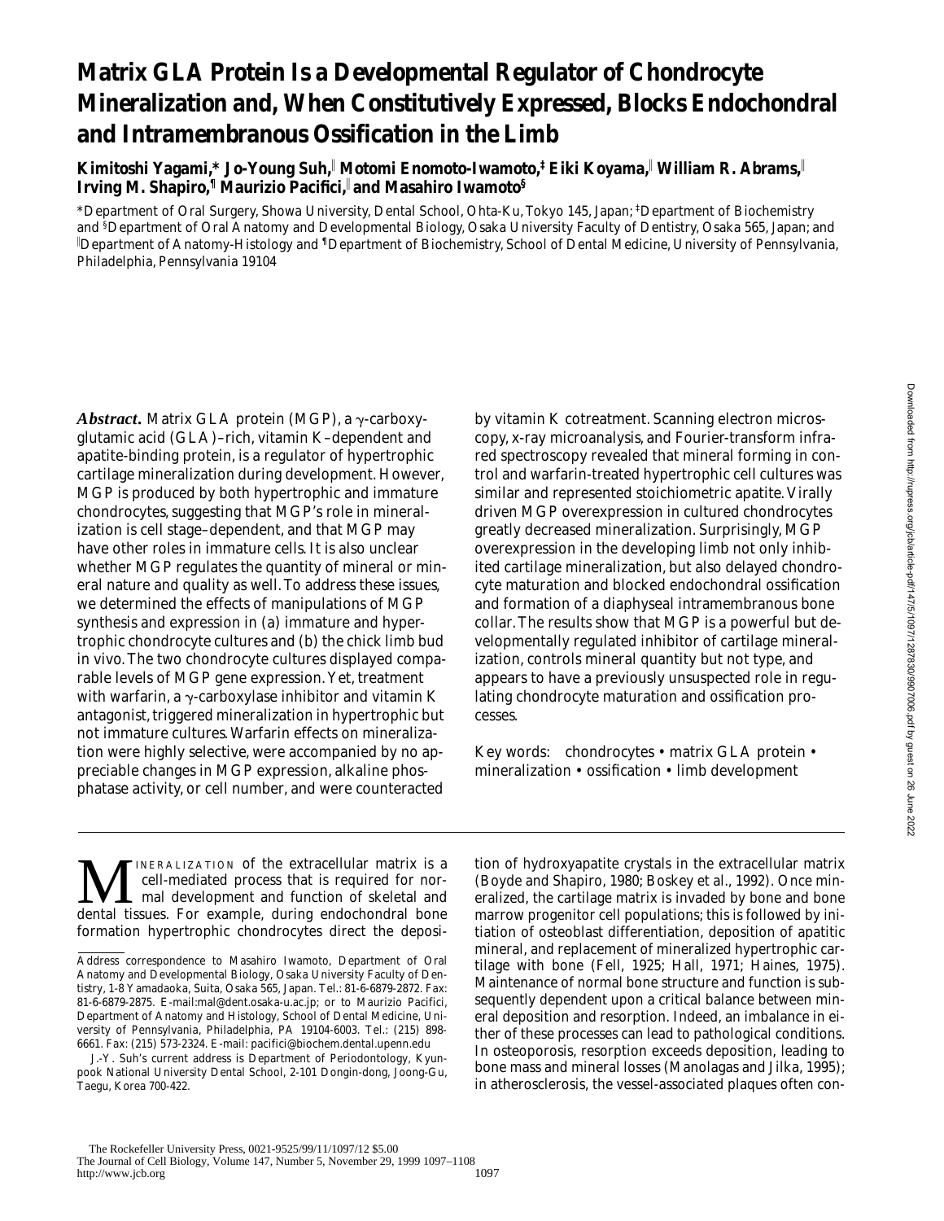# Matrix GLA Protein Is a Developmental Regulator of Chondrocyte Mineralization and, When Constitutively Expressed, Blocks Endochondral and Intramembranous Ossification in the Limb

**Kimitoshi Yagami,\* Jo-Young Suh,‖ Motomi Enomoto-Iwamoto,‡ Eiki Koyama,‖ William R. Abrams,‖ Irving M. Shapiro,¶ Maurizio Pacifici,‖ and Masahiro Iwamoto§**

\*Department of Oral Surgery, Showa University, Dental School, Ohta-Ku, Tokyo 145, Japan; ‡Department of Biochemistry and §Department of Oral Anatomy and Developmental Biology, Osaka University Faculty of Dentistry, Osaka 565, Japan; and ‖Department of Anatomy-Histology and ¶Department of Biochemistry, School of Dental Medicine, University of Pennsylvania, Philadelphia, Pennsylvania 19104

***Abstract.*** Matrix GLA protein (MGP), a γ-carboxyglutamic acid (GLA)–rich, vitamin K–dependent and apatite-binding protein, is a regulator of hypertrophic cartilage mineralization during development. However, MGP is produced by both hypertrophic and immature chondrocytes, suggesting that MGP's role in mineralization is cell stage–dependent, and that MGP may have other roles in immature cells. It is also unclear whether MGP regulates the quantity of mineral or mineral nature and quality as well. To address these issues, we determined the effects of manipulations of MGP synthesis and expression in (a) immature and hypertrophic chondrocyte cultures and (b) the chick limb bud in vivo. The two chondrocyte cultures displayed comparable levels of MGP gene expression. Yet, treatment with warfarin, a γ-carboxylase inhibitor and vitamin K antagonist, triggered mineralization in hypertrophic but not immature cultures. Warfarin effects on mineralization were highly selective, were accompanied by no appreciable changes in MGP expression, alkaline phosphatase activity, or cell number, and were counteracted by vitamin K cotreatment. Scanning electron microscopy, x-ray microanalysis, and Fourier-transform infrared spectroscopy revealed that mineral forming in control and warfarin-treated hypertrophic cell cultures was similar and represented stoichiometric apatite. Virally driven MGP overexpression in cultured chondrocytes greatly decreased mineralization. Surprisingly, MGP overexpression in the developing limb not only inhibited cartilage mineralization, but also delayed chondrocyte maturation and blocked endochondral ossification and formation of a diaphyseal intramembranous bone collar. The results show that MGP is a powerful but developmentally regulated inhibitor of cartilage mineralization, controls mineral quantity but not type, and appears to have a previously unsuspected role in regulating chondrocyte maturation and ossification processes.

Key words: chondrocytes • matrix GLA protein • mineralization • ossification • limb development

Mineralization of the extracellular matrix is a cell-mediated process that is required for normal development and function of skeletal and dental tissues. For example, during endochondral bone formation hypertrophic chondrocytes direct the deposition of hydroxyapatite crystals in the extracellular matrix (Boyde and Shapiro, 1980; Boskey et al., 1992). Once mineralized, the cartilage matrix is invaded by bone and bone marrow progenitor cell populations; this is followed by initiation of osteoblast differentiation, deposition of apatitic mineral, and replacement of mineralized hypertrophic cartilage with bone (Fell, 1925; Hall, 1971; Haines, 1975). Maintenance of normal bone structure and function is subsequently dependent upon a critical balance between mineral deposition and resorption. Indeed, an imbalance in either of these processes can lead to pathological conditions. In osteoporosis, resorption exceeds deposition, leading to bone mass and mineral losses (Manolagas and Jilka, 1995); in atherosclerosis, the vessel-associated plaques often con-

Address correspondence to Masahiro Iwamoto, Department of Oral Anatomy and Developmental Biology, Osaka University Faculty of Dentistry, 1-8 Yamadaoka, Suita, Osaka 565, Japan. Tel.: 81-6-6879-2872. Fax: 81-6-6879-2875. E-mail:mal@dent.osaka-u.ac.jp; or to Maurizio Pacifici, Department of Anatomy and Histology, School of Dental Medicine, University of Pennsylvania, Philadelphia, PA 19104-6003. Tel.: (215) 898-6661. Fax: (215) 573-2324. E-mail: pacifici@biochem.dental.upenn.edu

J.-Y. Suh's current address is Department of Periodontology, Kyunpook National University Dental School, 2-101 Dongin-dong, Joong-Gu, Taegu, Korea 700-422.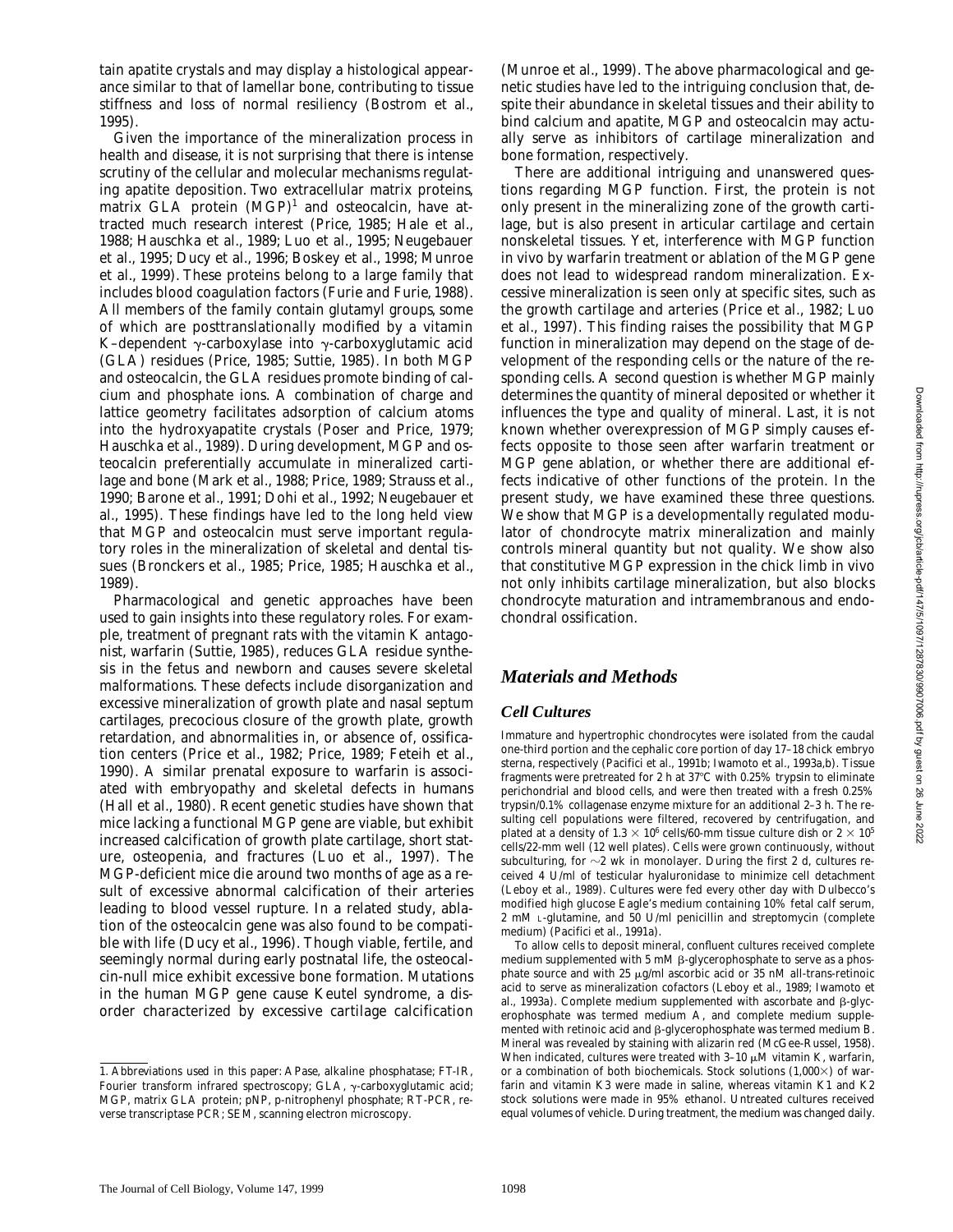tain apatite crystals and may display a histological appearance similar to that of lamellar bone, contributing to tissue stiffness and loss of normal resiliency (Bostrom et al., 1995).

Given the importance of the mineralization process in health and disease, it is not surprising that there is intense scrutiny of the cellular and molecular mechanisms regulating apatite deposition. Two extracellular matrix proteins, matrix GLA protein (MGP)[1] and osteocalcin, have attracted much research interest (Price, 1985; Hale et al., 1988; Hauschka et al., 1989; Luo et al., 1995; Neugebauer et al., 1995; Ducy et al., 1996; Boskey et al., 1998; Munroe et al., 1999). These proteins belong to a large family that includes blood coagulation factors (Furie and Furie, 1988). All members of the family contain glutamyl groups, some of which are posttranslationally modified by a vitamin K–dependent γ-carboxylase into γ-carboxyglutamic acid (GLA) residues (Price, 1985; Suttie, 1985). In both MGP and osteocalcin, the GLA residues promote binding of calcium and phosphate ions. A combination of charge and lattice geometry facilitates adsorption of calcium atoms into the hydroxyapatite crystals (Poser and Price, 1979; Hauschka et al., 1989). During development, MGP and osteocalcin preferentially accumulate in mineralized cartilage and bone (Mark et al., 1988; Price, 1989; Strauss et al., 1990; Barone et al., 1991; Dohi et al., 1992; Neugebauer et al., 1995). These findings have led to the long held view that MGP and osteocalcin must serve important regulatory roles in the mineralization of skeletal and dental tissues (Bronckers et al., 1985; Price, 1985; Hauschka et al., 1989).

Pharmacological and genetic approaches have been used to gain insights into these regulatory roles. For example, treatment of pregnant rats with the vitamin K antagonist, warfarin (Suttie, 1985), reduces GLA residue synthesis in the fetus and newborn and causes severe skeletal malformations. These defects include disorganization and excessive mineralization of growth plate and nasal septum cartilages, precocious closure of the growth plate, growth retardation, and abnormalities in, or absence of, ossification centers (Price et al., 1982; Price, 1989; Feteih et al., 1990). A similar prenatal exposure to warfarin is associated with embryopathy and skeletal defects in humans (Hall et al., 1980). Recent genetic studies have shown that mice lacking a functional MGP gene are viable, but exhibit increased calcification of growth plate cartilage, short stature, osteopenia, and fractures (Luo et al., 1997). The MGP-deficient mice die around two months of age as a result of excessive abnormal calcification of their arteries leading to blood vessel rupture. In a related study, ablation of the osteocalcin gene was also found to be compatible with life (Ducy et al., 1996). Though viable, fertile, and seemingly normal during early postnatal life, the osteocalcin-null mice exhibit excessive bone formation. Mutations in the human MGP gene cause Keutel syndrome, a disorder characterized by excessive cartilage calcification (Munroe et al., 1999). The above pharmacological and genetic studies have led to the intriguing conclusion that, despite their abundance in skeletal tissues and their ability to bind calcium and apatite, MGP and osteocalcin may actually serve as inhibitors of cartilage mineralization and bone formation, respectively.

There are additional intriguing and unanswered questions regarding MGP function. First, the protein is not only present in the mineralizing zone of the growth cartilage, but is also present in articular cartilage and certain nonskeletal tissues. Yet, interference with MGP function in vivo by warfarin treatment or ablation of the MGP gene does not lead to widespread random mineralization. Excessive mineralization is seen only at specific sites, such as the growth cartilage and arteries (Price et al., 1982; Luo et al., 1997). This finding raises the possibility that MGP function in mineralization may depend on the stage of development of the responding cells or the nature of the responding cells. A second question is whether MGP mainly determines the quantity of mineral deposited or whether it influences the type and quality of mineral. Last, it is not known whether overexpression of MGP simply causes effects opposite to those seen after warfarin treatment or MGP gene ablation, or whether there are additional effects indicative of other functions of the protein. In the present study, we have examined these three questions. We show that MGP is a developmentally regulated modulator of chondrocyte matrix mineralization and mainly controls mineral quantity but not quality. We show also that constitutive MGP expression in the chick limb in vivo not only inhibits cartilage mineralization, but also blocks chondrocyte maturation and intramembranous and endochondral ossification.

## *Materials and Methods*

### *Cell Cultures*

Immature and hypertrophic chondrocytes were isolated from the caudal one-third portion and the cephalic core portion of day 17–18 chick embryo sterna, respectively (Pacifici et al., 1991b; Iwamoto et al., 1993a,b). Tissue fragments were pretreated for 2 h at 37°C with 0.25% trypsin to eliminate perichondrial and blood cells, and were then treated with a fresh 0.25% trypsin/0.1% collagenase enzyme mixture for an additional 2–3 h. The resulting cell populations were filtered, recovered by centrifugation, and plated at a density of $1.3 \times 10^6$ cells/60-mm tissue culture dish or $2 \times 10^5$ cells/22-mm well (12 well plates). Cells were grown continuously, without subculturing, for ~2 wk in monolayer. During the first 2 d, cultures received 4 U/ml of testicular hyaluronidase to minimize cell detachment (Leboy et al., 1989). Cultures were fed every other day with Dulbecco's modified high glucose Eagle's medium containing 10% fetal calf serum, 2 mM L-glutamine, and 50 U/ml penicillin and streptomycin (complete medium) (Pacifici et al., 1991a).

To allow cells to deposit mineral, confluent cultures received complete medium supplemented with 5 mM β-glycerophosphate to serve as a phosphate source and with 25 μg/ml ascorbic acid or 35 nM all-trans-retinoic acid to serve as mineralization cofactors (Leboy et al., 1989; Iwamoto et al., 1993a). Complete medium supplemented with ascorbate and β-glycerophosphate was termed medium A, and complete medium supplemented with retinoic acid and β-glycerophosphate was termed medium B. Mineral was revealed by staining with alizarin red (McGee-Russel, 1958). When indicated, cultures were treated with 3–10 μM vitamin K, warfarin, or a combination of both biochemicals. Stock solutions (1,000×) of warfarin and vitamin K3 were made in saline, whereas vitamin K1 and K2 stock solutions were made in 95% ethanol. Untreated cultures received equal volumes of vehicle. During treatment, the medium was changed daily.

1. Abbreviations used in this paper: APase, alkaline phosphatase; FT-IR, Fourier transform infrared spectroscopy; GLA, γ-carboxyglutamic acid; MGP, matrix GLA protein; pNP, p-nitrophenyl phosphate; RT-PCR, reverse transcriptase PCR; SEM, scanning electron microscopy.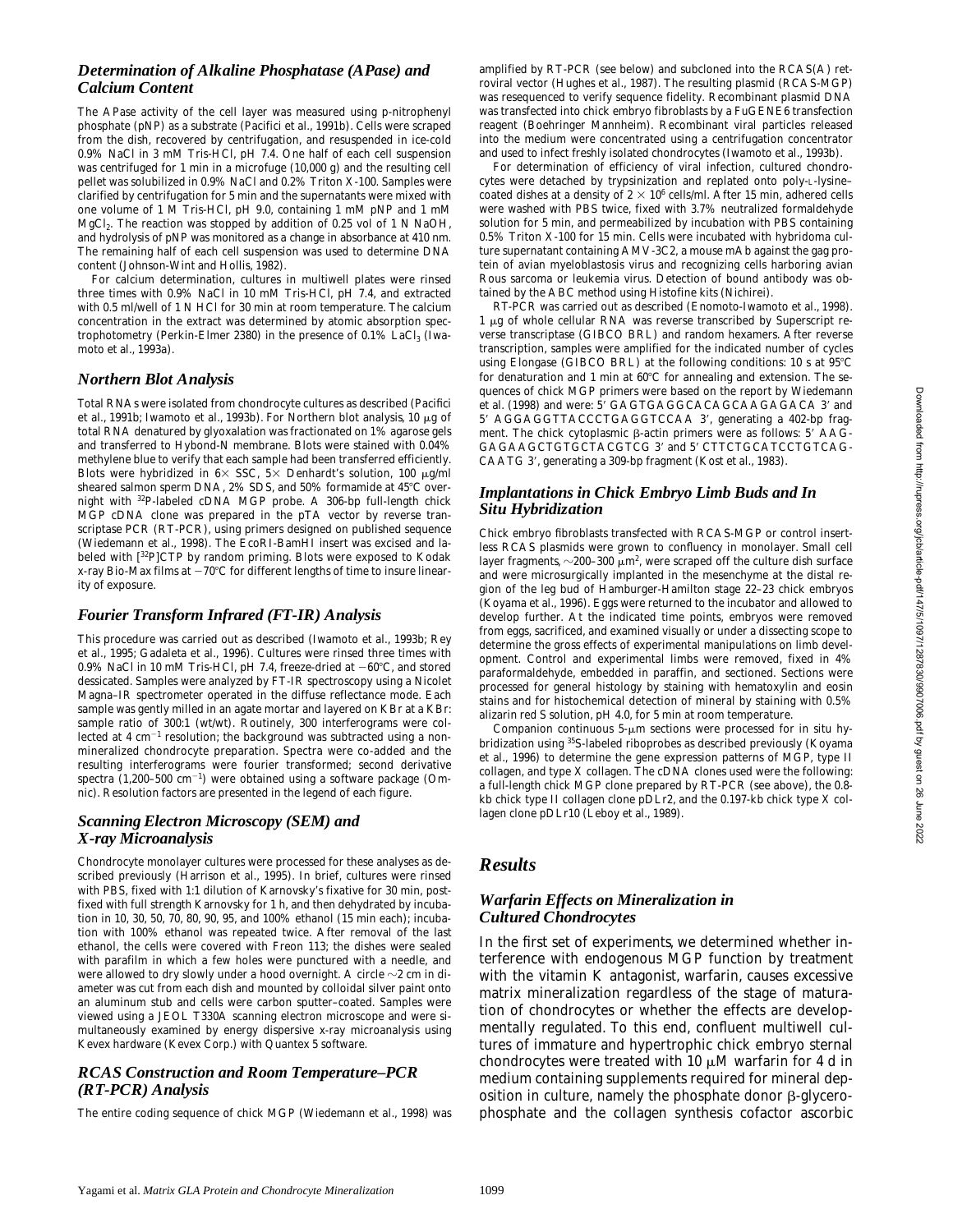### Determination of Alkaline Phosphatase (APase) and Calcium Content

The APase activity of the cell layer was measured using p-nitrophenyl phosphate (pNP) as a substrate (Pacifici et al., 1991b). Cells were scraped from the dish, recovered by centrifugation, and resuspended in ice-cold 0.9% NaCl in 3 mM Tris-HCl, pH 7.4. One half of each cell suspension was centrifuged for 1 min in a microfuge (10,000 g) and the resulting cell pellet was solubilized in 0.9% NaCl and 0.2% Triton X-100. Samples were clarified by centrifugation for 5 min and the supernatants were mixed with one volume of 1 M Tris-HCl, pH 9.0, containing 1 mM pNP and 1 mM $MgCl_2$. The reaction was stopped by addition of 0.25 vol of 1 N NaOH, and hydrolysis of pNP was monitored as a change in absorbance at 410 nm. The remaining half of each cell suspension was used to determine DNA content (Johnson-Wint and Hollis, 1982).

For calcium determination, cultures in multiwell plates were rinsed three times with 0.9% NaCl in 10 mM Tris-HCl, pH 7.4, and extracted with 0.5 ml/well of 1 N HCl for 30 min at room temperature. The calcium concentration in the extract was determined by atomic absorption spectrophotometry (Perkin-Elmer 2380) in the presence of 0.1% $LaCl_3$ (Iwamoto et al., 1993a).

### Northern Blot Analysis

Total RNAs were isolated from chondrocyte cultures as described (Pacifici et al., 1991b; Iwamoto et al., 1993b). For Northern blot analysis, 10 μg of total RNA denatured by glyoxalation was fractionated on 1% agarose gels and transferred to Hybond-N membrane. Blots were stained with 0.04% methylene blue to verify that each sample had been transferred efficiently. Blots were hybridized in 6× SSC, 5× Denhardt's solution, 100 μg/ml sheared salmon sperm DNA, 2% SDS, and 50% formamide at 45°C overnight with $^{32}$P-labeled cDNA MGP probe. A 306-bp full-length chick MGP cDNA clone was prepared in the pTA vector by reverse transcriptase PCR (RT-PCR), using primers designed on published sequence (Wiedemann et al., 1998). The EcoRI-BamHI insert was excised and labeled with [$^{32}$P]CTP by random priming. Blots were exposed to Kodak x-ray Bio-Max films at −70°C for different lengths of time to insure linearity of exposure.

### Fourier Transform Infrared (FT-IR) Analysis

This procedure was carried out as described (Iwamoto et al., 1993b; Rey et al., 1995; Gadaleta et al., 1996). Cultures were rinsed three times with 0.9% NaCl in 10 mM Tris-HCl, pH 7.4, freeze-dried at −60°C, and stored dessicated. Samples were analyzed by FT-IR spectroscopy using a Nicolet Magna–IR spectrometer operated in the diffuse reflectance mode. Each sample was gently milled in an agate mortar and layered on KBr at a KBr: sample ratio of 300:1 (wt/wt). Routinely, 300 interferograms were collected at 4 $cm^{-1}$ resolution; the background was subtracted using a nonmineralized chondrocyte preparation. Spectra were co-added and the resulting interferograms were fourier transformed; second derivative spectra (1,200–500 $cm^{-1}$) were obtained using a software package (Omnic). Resolution factors are presented in the legend of each figure.

### Scanning Electron Microscopy (SEM) and X-ray Microanalysis

Chondrocyte monolayer cultures were processed for these analyses as described previously (Harrison et al., 1995). In brief, cultures were rinsed with PBS, fixed with 1:1 dilution of Karnovsky's fixative for 30 min, postfixed with full strength Karnovsky for 1 h, and then dehydrated by incubation in 10, 30, 50, 70, 80, 90, 95, and 100% ethanol (15 min each); incubation with 100% ethanol was repeated twice. After removal of the last ethanol, the cells were covered with Freon 113; the dishes were sealed with parafilm in which a few holes were punctured with a needle, and were allowed to dry slowly under a hood overnight. A circle ∼2 cm in diameter was cut from each dish and mounted by colloidal silver paint onto an aluminum stub and cells were carbon sputter–coated. Samples were viewed using a JEOL T330A scanning electron microscope and were simultaneously examined by energy dispersive x-ray microanalysis using Kevex hardware (Kevex Corp.) with Quantex 5 software.

### RCAS Construction and Room Temperature–PCR (RT-PCR) Analysis

The entire coding sequence of chick MGP (Wiedemann et al., 1998) was amplified by RT-PCR (see below) and subcloned into the RCAS(A) retroviral vector (Hughes et al., 1987). The resulting plasmid (RCAS-MGP) was resequenced to verify sequence fidelity. Recombinant plasmid DNA was transfected into chick embryo fibroblasts by a FuGENE6 transfection reagent (Boehringer Mannheim). Recombinant viral particles released into the medium were concentrated using a centrifugation concentrator and used to infect freshly isolated chondrocytes (Iwamoto et al., 1993b).

For determination of efficiency of viral infection, cultured chondrocytes were detached by trypsinization and replated onto poly-L-lysine–coated dishes at a density of $2 \times 10^6$ cells/ml. After 15 min, adhered cells were washed with PBS twice, fixed with 3.7% neutralized formaldehyde solution for 5 min, and permeabilized by incubation with PBS containing 0.5% Triton X-100 for 15 min. Cells were incubated with hybridoma culture supernatant containing AMV-3C2, a mouse mAb against the gag protein of avian myeloblastosis virus and recognizing cells harboring avian Rous sarcoma or leukemia virus. Detection of bound antibody was obtained by the ABC method using Histofine kits (Nichirei).

RT-PCR was carried out as described (Enomoto-Iwamoto et al., 1998). 1 μg of whole cellular RNA was reverse transcribed by Superscript reverse transcriptase (GIBCO BRL) and random hexamers. After reverse transcription, samples were amplified for the indicated number of cycles using Elongase (GIBCO BRL) at the following conditions: 10 s at 95°C for denaturation and 1 min at 60°C for annealing and extension. The sequences of chick MGP primers were based on the report by Wiedemann et al. (1998) and were: 5′ GAGTGAGGCACAGCAAGAGACA 3′ and 5′ AGGAGGTTACCCTGAGGTCCAA 3′, generating a 402-bp fragment. The chick cytoplasmic β-actin primers were as follows: 5′ AAG-GAGAAGCTGTGCTACGTCG 3′ and 5′ CTTCTGCATCCTGTCAG-CAATG 3′, generating a 309-bp fragment (Kost et al., 1983).

### Implantations in Chick Embryo Limb Buds and In Situ Hybridization

Chick embryo fibroblasts transfected with RCAS-MGP or control insertless RCAS plasmids were grown to confluency in monolayer. Small cell layer fragments, ∼200–300 $\mu m^2$, were scraped off the culture dish surface and were microsurgically implanted in the mesenchyme at the distal region of the leg bud of Hamburger-Hamilton stage 22–23 chick embryos (Koyama et al., 1996). Eggs were returned to the incubator and allowed to develop further. At the indicated time points, embryos were removed from eggs, sacrificed, and examined visually or under a dissecting scope to determine the gross effects of experimental manipulations on limb development. Control and experimental limbs were removed, fixed in 4% paraformaldehyde, embedded in paraffin, and sectioned. Sections were processed for general histology by staining with hematoxylin and eosin stains and for histochemical detection of mineral by staining with 0.5% alizarin red S solution, pH 4.0, for 5 min at room temperature.

Companion continuous 5-μm sections were processed for in situ hybridization using $^{35}$S-labeled riboprobes as described previously (Koyama et al., 1996) to determine the gene expression patterns of MGP, type II collagen, and type X collagen. The cDNA clones used were the following: a full-length chick MGP clone prepared by RT-PCR (see above), the 0.8-kb chick type II collagen clone pDLr2, and the 0.197-kb chick type X collagen clone pDLr10 (Leboy et al., 1989).

## Results

### Warfarin Effects on Mineralization in Cultured Chondrocytes

In the first set of experiments, we determined whether interference with endogenous MGP function by treatment with the vitamin K antagonist, warfarin, causes excessive matrix mineralization regardless of the stage of maturation of chondrocytes or whether the effects are developmentally regulated. To this end, confluent multiwell cultures of immature and hypertrophic chick embryo sternal chondrocytes were treated with 10 μM warfarin for 4 d in medium containing supplements required for mineral deposition in culture, namely the phosphate donor β-glycerophosphate and the collagen synthesis cofactor ascorbic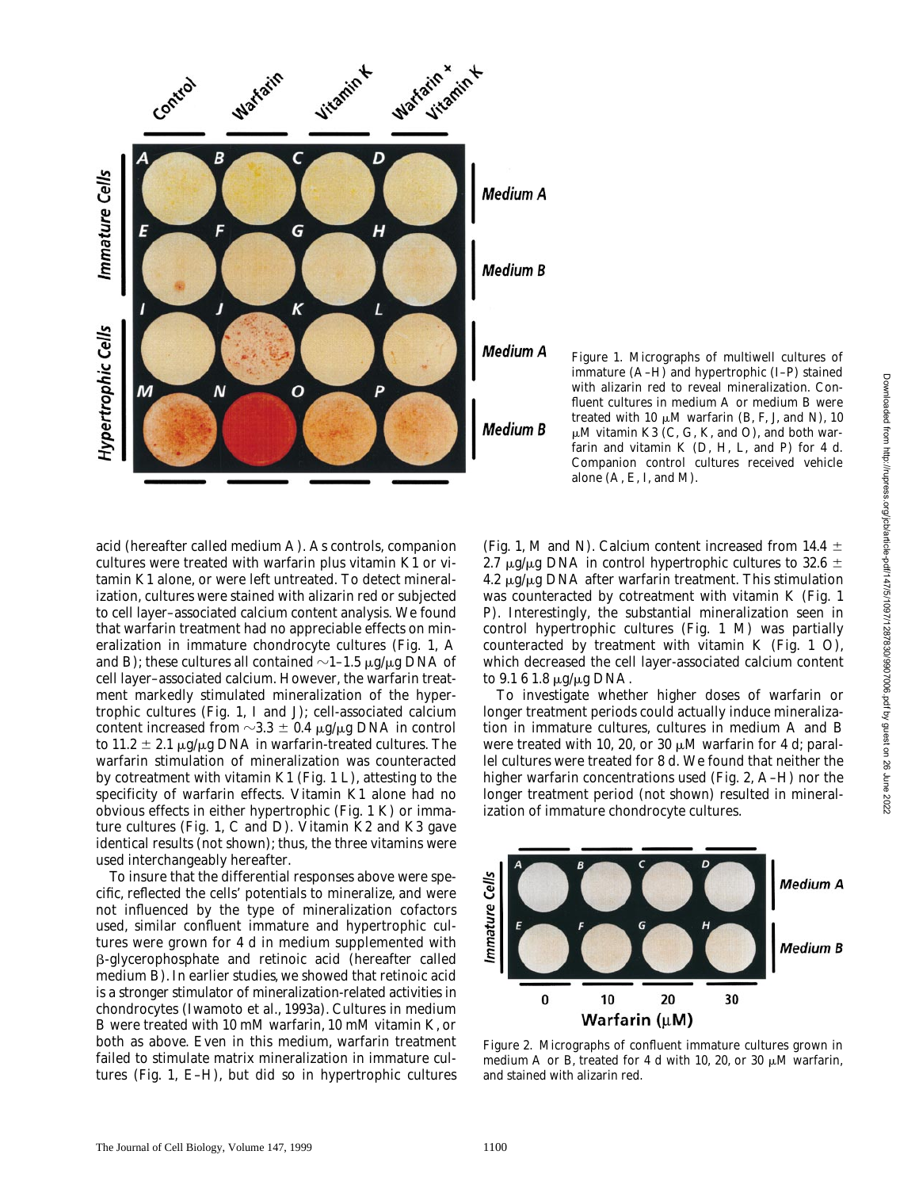Figure 1. Micrographs of multiwell cultures of immature (A–H) and hypertrophic (I–P) stained with alizarin red to reveal mineralization. Confluent cultures in medium A or medium B were treated with 10 μM warfarin (B, F, J, and N), 10 μM vitamin K3 (C, G, K, and O), and both warfarin and vitamin K (D, H, L, and P) for 4 d. Companion control cultures received vehicle alone (A, E, I, and M).

acid (hereafter called medium A). As controls, companion cultures were treated with warfarin plus vitamin K1 or vitamin K1 alone, or were left untreated. To detect mineralization, cultures were stained with alizarin red or subjected to cell layer–associated calcium content analysis. We found that warfarin treatment had no appreciable effects on mineralization in immature chondrocyte cultures (Fig. 1, A and B); these cultures all contained ~1–1.5 μg/μg DNA of cell layer–associated calcium. However, the warfarin treatment markedly stimulated mineralization of the hypertrophic cultures (Fig. 1, I and J); cell-associated calcium content increased from ~3.3 ± 0.4 μg/μg DNA in control to 11.2 ± 2.1 μg/μg DNA in warfarin-treated cultures. The warfarin stimulation of mineralization was counteracted by cotreatment with vitamin K1 (Fig. 1 L), attesting to the specificity of warfarin effects. Vitamin K1 alone had no obvious effects in either hypertrophic (Fig. 1 K) or immature cultures (Fig. 1, C and D). Vitamin K2 and K3 gave identical results (not shown); thus, the three vitamins were used interchangeably hereafter.

To insure that the differential responses above were specific, reflected the cells' potentials to mineralize, and were not influenced by the type of mineralization cofactors used, similar confluent immature and hypertrophic cultures were grown for 4 d in medium supplemented with β-glycerophosphate and retinoic acid (hereafter called medium B). In earlier studies, we showed that retinoic acid is a stronger stimulator of mineralization-related activities in chondrocytes (Iwamoto et al., 1993a). Cultures in medium B were treated with 10 mM warfarin, 10 mM vitamin K, or both as above. Even in this medium, warfarin treatment failed to stimulate matrix mineralization in immature cultures (Fig. 1, E–H), but did so in hypertrophic cultures (Fig. 1, M and N). Calcium content increased from 14.4 ± 2.7 μg/μg DNA in control hypertrophic cultures to 32.6 ± 4.2 μg/μg DNA after warfarin treatment. This stimulation was counteracted by cotreatment with vitamin K (Fig. 1 P). Interestingly, the substantial mineralization seen in control hypertrophic cultures (Fig. 1 M) was partially counteracted by treatment with vitamin K (Fig. 1 O), which decreased the cell layer-associated calcium content to 9.1 6 1.8 μg/μg DNA.

To investigate whether higher doses of warfarin or longer treatment periods could actually induce mineralization in immature cultures, cultures in medium A and B were treated with 10, 20, or 30 μM warfarin for 4 d; parallel cultures were treated for 8 d. We found that neither the higher warfarin concentrations used (Fig. 2, A–H) nor the longer treatment period (not shown) resulted in mineralization of immature chondrocyte cultures.

Figure 2. Micrographs of confluent immature cultures grown in medium A or B, treated for 4 d with 10, 20, or 30 μM warfarin, and stained with alizarin red.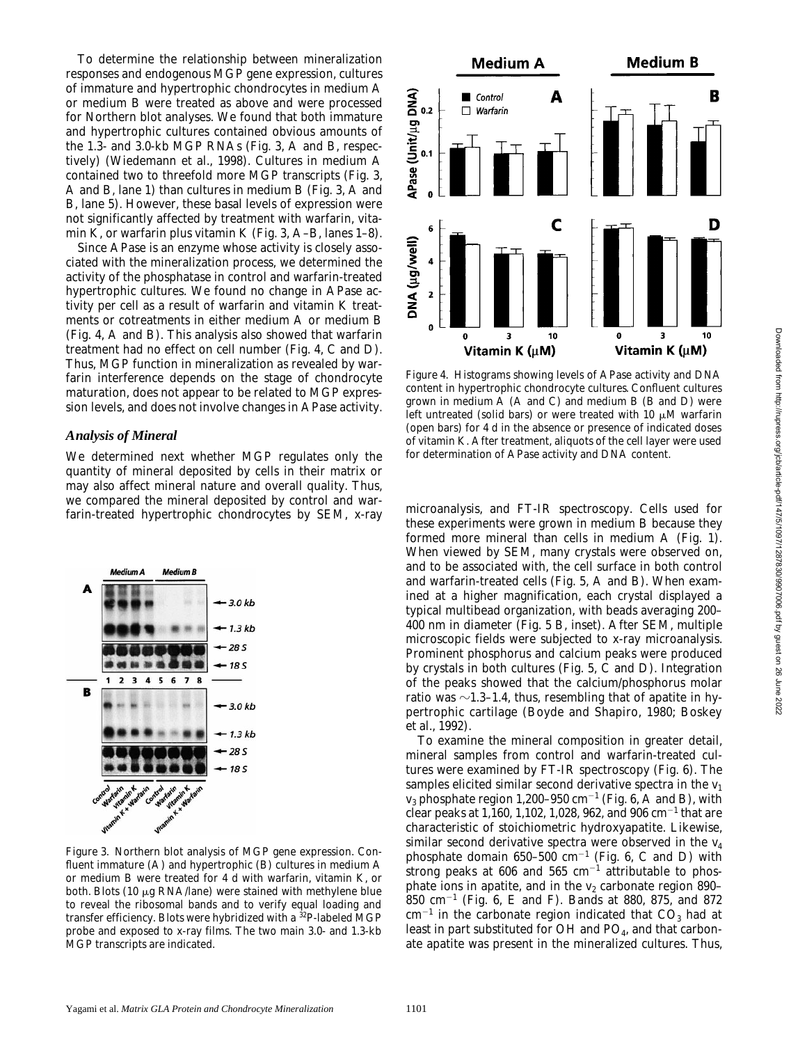To determine the relationship between mineralization responses and endogenous MGP gene expression, cultures of immature and hypertrophic chondrocytes in medium A or medium B were treated as above and were processed for Northern blot analyses. We found that both immature and hypertrophic cultures contained obvious amounts of the 1.3- and 3.0-kb MGP RNAs (Fig. 3, A and B, respectively) (Wiedemann et al., 1998). Cultures in medium A contained two to threefold more MGP transcripts (Fig. 3, A and B, lane 1) than cultures in medium B (Fig. 3, A and B, lane 5). However, these basal levels of expression were not significantly affected by treatment with warfarin, vitamin K, or warfarin plus vitamin K (Fig. 3, A–B, lanes 1–8).

Since APase is an enzyme whose activity is closely associated with the mineralization process, we determined the activity of the phosphatase in control and warfarin-treated hypertrophic cultures. We found no change in APase activity per cell as a result of warfarin and vitamin K treatments or cotreatments in either medium A or medium B (Fig. 4, A and B). This analysis also showed that warfarin treatment had no effect on cell number (Fig. 4, C and D). Thus, MGP function in mineralization as revealed by warfarin interference depends on the stage of chondrocyte maturation, does not appear to be related to MGP expression levels, and does not involve changes in APase activity.

### *Analysis of Mineral*

We determined next whether MGP regulates only the quantity of mineral deposited by cells in their matrix or may also affect mineral nature and overall quality. Thus, we compared the mineral deposited by control and warfarin-treated hypertrophic chondrocytes by SEM, x-ray microanalysis, and FT-IR spectroscopy. Cells used for these experiments were grown in medium B because they formed more mineral than cells in medium A (Fig. 1). When viewed by SEM, many crystals were observed on, and to be associated with, the cell surface in both control and warfarin-treated cells (Fig. 5, A and B). When examined at a higher magnification, each crystal displayed a typical multibead organization, with beads averaging 200–400 nm in diameter (Fig. 5 B, inset). After SEM, multiple microscopic fields were subjected to x-ray microanalysis. Prominent phosphorus and calcium peaks were produced by crystals in both cultures (Fig. 5, C and D). Integration of the peaks showed that the calcium/phosphorus molar ratio was ~1.3–1.4, thus, resembling that of apatite in hypertrophic cartilage (Boyde and Shapiro, 1980; Boskey et al., 1992).

To examine the mineral composition in greater detail, mineral samples from control and warfarin-treated cultures were examined by FT-IR spectroscopy (Fig. 6). The samples elicited similar second derivative spectra in the $v_1$ $v_3$ phosphate region 1,200–950 $cm^{-1}$ (Fig. 6, A and B), with clear peaks at 1,160, 1,102, 1,028, 962, and 906 $cm^{-1}$ that are characteristic of stoichiometric hydroxyapatite. Likewise, similar second derivative spectra were observed in the $v_4$ phosphate domain 650–500 $cm^{-1}$ (Fig. 6, C and D) with strong peaks at 606 and 565 $cm^{-1}$ attributable to phosphate ions in apatite, and in the $v_2$ carbonate region 890–850 $cm^{-1}$ (Fig. 6, E and F). Bands at 880, 875, and 872 $cm^{-1}$ in the carbonate region indicated that $CO_3$ had at least in part substituted for OH and $PO_4$, and that carbonate apatite was present in the mineralized cultures. Thus,

Figure 3. Northern blot analysis of MGP gene expression. Confluent immature (A) and hypertrophic (B) cultures in medium A or medium B were treated for 4 d with warfarin, vitamin K, or both. Blots (10 μg RNA/lane) were stained with methylene blue to reveal the ribosomal bands and to verify equal loading and transfer efficiency. Blots were hybridized with a $^{32}P$-labeled MGP probe and exposed to x-ray films. The two main 3.0- and 1.3-kb MGP transcripts are indicated.

Figure 4. Histograms showing levels of APase activity and DNA content in hypertrophic chondrocyte cultures. Confluent cultures grown in medium A (A and C) and medium B (B and D) were left untreated (solid bars) or were treated with 10 μM warfarin (open bars) for 4 d in the absence or presence of indicated doses of vitamin K. After treatment, aliquots of the cell layer were used for determination of APase activity and DNA content.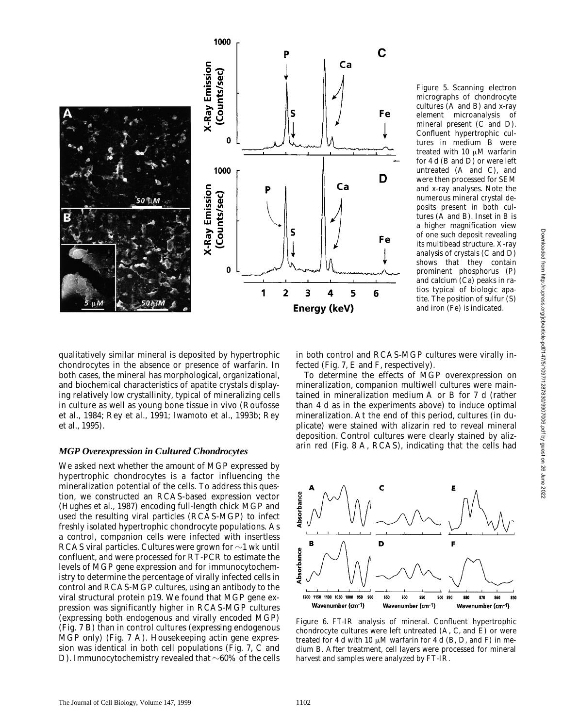Figure 5. Scanning electron micrographs of chondrocyte cultures (A and B) and x-ray element microanalysis of mineral present (C and D). Confluent hypertrophic cultures in medium B were treated with 10 μM warfarin for 4 d (B and D) or were left untreated (A and C), and were then processed for SEM and x-ray analyses. Note the numerous mineral crystal deposits present in both cultures (A and B). Inset in B is a higher magnification view of one such deposit revealing its multibead structure. X-ray analysis of crystals (C and D) shows that they contain prominent phosphorus (P) and calcium (Ca) peaks in ratios typical of biologic apatite. The position of sulfur (S) and iron (Fe) is indicated.

qualitatively similar mineral is deposited by hypertrophic chondrocytes in the absence or presence of warfarin. In both cases, the mineral has morphological, organizational, and biochemical characteristics of apatite crystals displaying relatively low crystallinity, typical of mineralizing cells in culture as well as young bone tissue in vivo (Roufosse et al., 1984; Rey et al., 1991; Iwamoto et al., 1993b; Rey et al., 1995).

### *MGP Overexpression in Cultured Chondrocytes*

We asked next whether the amount of MGP expressed by hypertrophic chondrocytes is a factor influencing the mineralization potential of the cells. To address this question, we constructed an RCAS-based expression vector (Hughes et al., 1987) encoding full-length chick MGP and used the resulting viral particles (RCAS-MGP) to infect freshly isolated hypertrophic chondrocyte populations. As a control, companion cells were infected with insertless RCAS viral particles. Cultures were grown for ~1 wk until confluent, and were processed for RT-PCR to estimate the levels of MGP gene expression and for immunocytochemistry to determine the percentage of virally infected cells in control and RCAS-MGP cultures, using an antibody to the viral structural protein p19. We found that MGP gene expression was significantly higher in RCAS-MGP cultures (expressing both endogenous and virally encoded MGP) (Fig. 7 B) than in control cultures (expressing endogenous MGP only) (Fig. 7 A). Housekeeping actin gene expression was identical in both cell populations (Fig. 7, C and D). Immunocytochemistry revealed that ~60% of the cells in both control and RCAS-MGP cultures were virally infected (Fig. 7, E and F, respectively).

To determine the effects of MGP overexpression on mineralization, companion multiwell cultures were maintained in mineralization medium A or B for 7 d (rather than 4 d as in the experiments above) to induce optimal mineralization. At the end of this period, cultures (in duplicate) were stained with alizarin red to reveal mineral deposition. Control cultures were clearly stained by alizarin red (Fig. 8 A, RCAS), indicating that the cells had

Figure 6. FT-IR analysis of mineral. Confluent hypertrophic chondrocyte cultures were left untreated (A, C, and E) or were treated for 4 d with 10 μM warfarin for 4 d (B, D, and F) in medium B. After treatment, cell layers were processed for mineral harvest and samples were analyzed by FT-IR.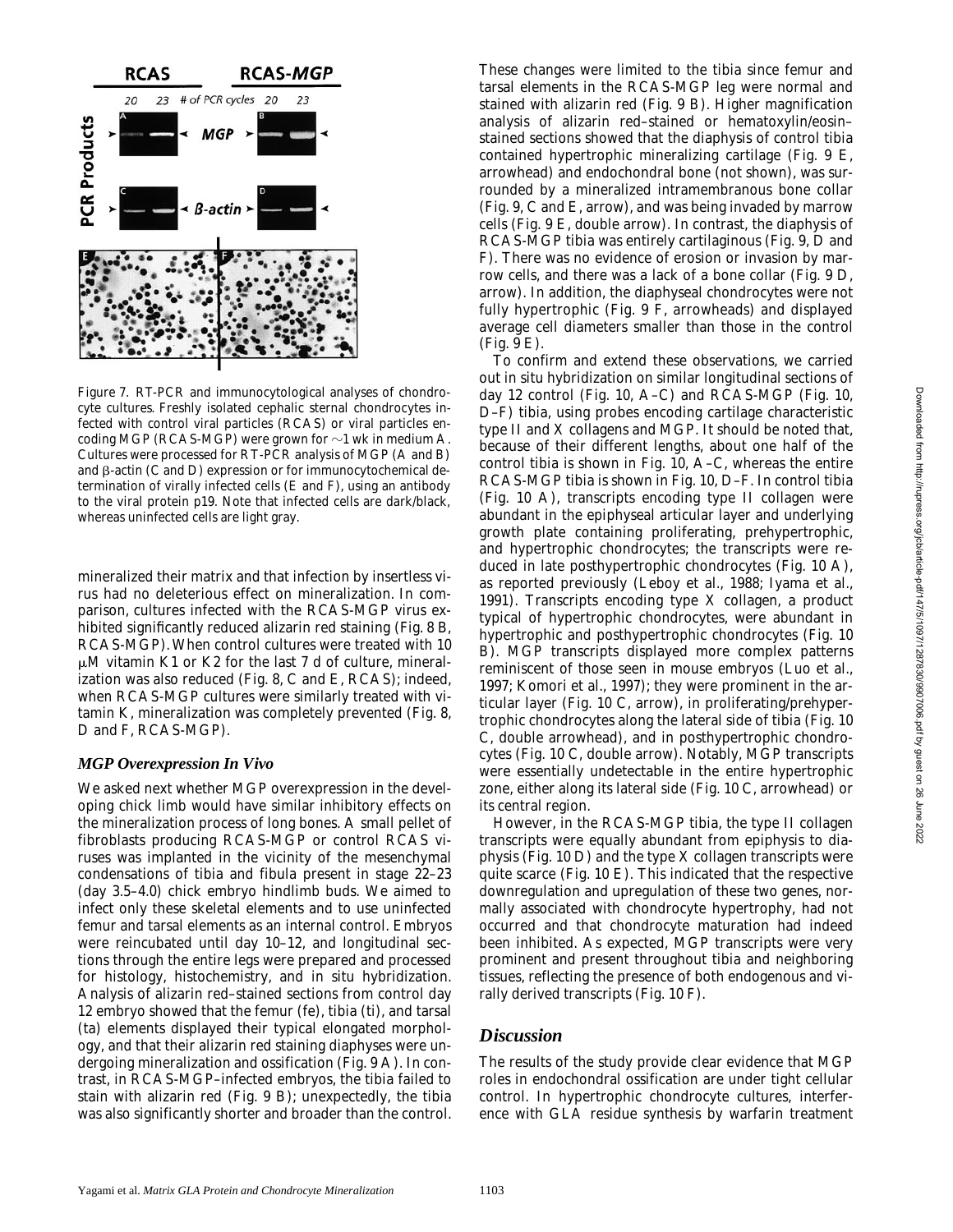Figure 7. RT-PCR and immunocytological analyses of chondrocyte cultures. Freshly isolated cephalic sternal chondrocytes infected with control viral particles (RCAS) or viral particles encoding MGP (RCAS-MGP) were grown for ~1 wk in medium A. Cultures were processed for RT-PCR analysis of MGP (A and B) and β-actin (C and D) expression or for immunocytochemical determination of virally infected cells (E and F), using an antibody to the viral protein p19. Note that infected cells are dark/black, whereas uninfected cells are light gray.

mineralized their matrix and that infection by insertless virus had no deleterious effect on mineralization. In comparison, cultures infected with the RCAS-MGP virus exhibited significantly reduced alizarin red staining (Fig. 8 B, RCAS-MGP). When control cultures were treated with 10 μM vitamin K1 or K2 for the last 7 d of culture, mineralization was also reduced (Fig. 8, C and E, RCAS); indeed, when RCAS-MGP cultures were similarly treated with vitamin K, mineralization was completely prevented (Fig. 8, D and F, RCAS-MGP).

### *MGP Overexpression In Vivo*

We asked next whether MGP overexpression in the developing chick limb would have similar inhibitory effects on the mineralization process of long bones. A small pellet of fibroblasts producing RCAS-MGP or control RCAS viruses was implanted in the vicinity of the mesenchymal condensations of tibia and fibula present in stage 22–23 (day 3.5–4.0) chick embryo hindlimb buds. We aimed to infect only these skeletal elements and to use uninfected femur and tarsal elements as an internal control. Embryos were reincubated until day 10–12, and longitudinal sections through the entire legs were prepared and processed for histology, histochemistry, and in situ hybridization. Analysis of alizarin red–stained sections from control day 12 embryo showed that the femur (fe), tibia (ti), and tarsal (ta) elements displayed their typical elongated morphology, and that their alizarin red staining diaphyses were undergoing mineralization and ossification (Fig. 9 A). In contrast, in RCAS-MGP–infected embryos, the tibia failed to stain with alizarin red (Fig. 9 B); unexpectedly, the tibia was also significantly shorter and broader than the control. These changes were limited to the tibia since femur and tarsal elements in the RCAS-MGP leg were normal and stained with alizarin red (Fig. 9 B). Higher magnification analysis of alizarin red–stained or hematoxylin/eosin–stained sections showed that the diaphysis of control tibia contained hypertrophic mineralizing cartilage (Fig. 9 E, arrowhead) and endochondral bone (not shown), was surrounded by a mineralized intramembranous bone collar (Fig. 9, C and E, arrow), and was being invaded by marrow cells (Fig. 9 E, double arrow). In contrast, the diaphysis of RCAS-MGP tibia was entirely cartilaginous (Fig. 9, D and F). There was no evidence of erosion or invasion by marrow cells, and there was a lack of a bone collar (Fig. 9 D, arrow). In addition, the diaphyseal chondrocytes were not fully hypertrophic (Fig. 9 F, arrowheads) and displayed average cell diameters smaller than those in the control (Fig. 9 E).

To confirm and extend these observations, we carried out in situ hybridization on similar longitudinal sections of day 12 control (Fig. 10, A–C) and RCAS-MGP (Fig. 10, D–F) tibia, using probes encoding cartilage characteristic type II and X collagens and MGP. It should be noted that, because of their different lengths, about one half of the control tibia is shown in Fig. 10, A–C, whereas the entire RCAS-MGP tibia is shown in Fig. 10, D–F. In control tibia (Fig. 10 A), transcripts encoding type II collagen were abundant in the epiphyseal articular layer and underlying growth plate containing proliferating, prehypertrophic, and hypertrophic chondrocytes; the transcripts were reduced in late posthypertrophic chondrocytes (Fig. 10 A), as reported previously (Leboy et al., 1988; Iyama et al., 1991). Transcripts encoding type X collagen, a product typical of hypertrophic chondrocytes, were abundant in hypertrophic and posthypertrophic chondrocytes (Fig. 10 B). MGP transcripts displayed more complex patterns reminiscent of those seen in mouse embryos (Luo et al., 1997; Komori et al., 1997); they were prominent in the articular layer (Fig. 10 C, arrow), in proliferating/prehypertrophic chondrocytes along the lateral side of tibia (Fig. 10 C, double arrowhead), and in posthypertrophic chondrocytes (Fig. 10 C, double arrow). Notably, MGP transcripts were essentially undetectable in the entire hypertrophic zone, either along its lateral side (Fig. 10 C, arrowhead) or its central region.

However, in the RCAS-MGP tibia, the type II collagen transcripts were equally abundant from epiphysis to diaphysis (Fig. 10 D) and the type X collagen transcripts were quite scarce (Fig. 10 E). This indicated that the respective downregulation and upregulation of these two genes, normally associated with chondrocyte hypertrophy, had not occurred and that chondrocyte maturation had indeed been inhibited. As expected, MGP transcripts were very prominent and present throughout tibia and neighboring tissues, reflecting the presence of both endogenous and virally derived transcripts (Fig. 10 F).

## *Discussion*

The results of the study provide clear evidence that MGP roles in endochondral ossification are under tight cellular control. In hypertrophic chondrocyte cultures, interference with GLA residue synthesis by warfarin treatment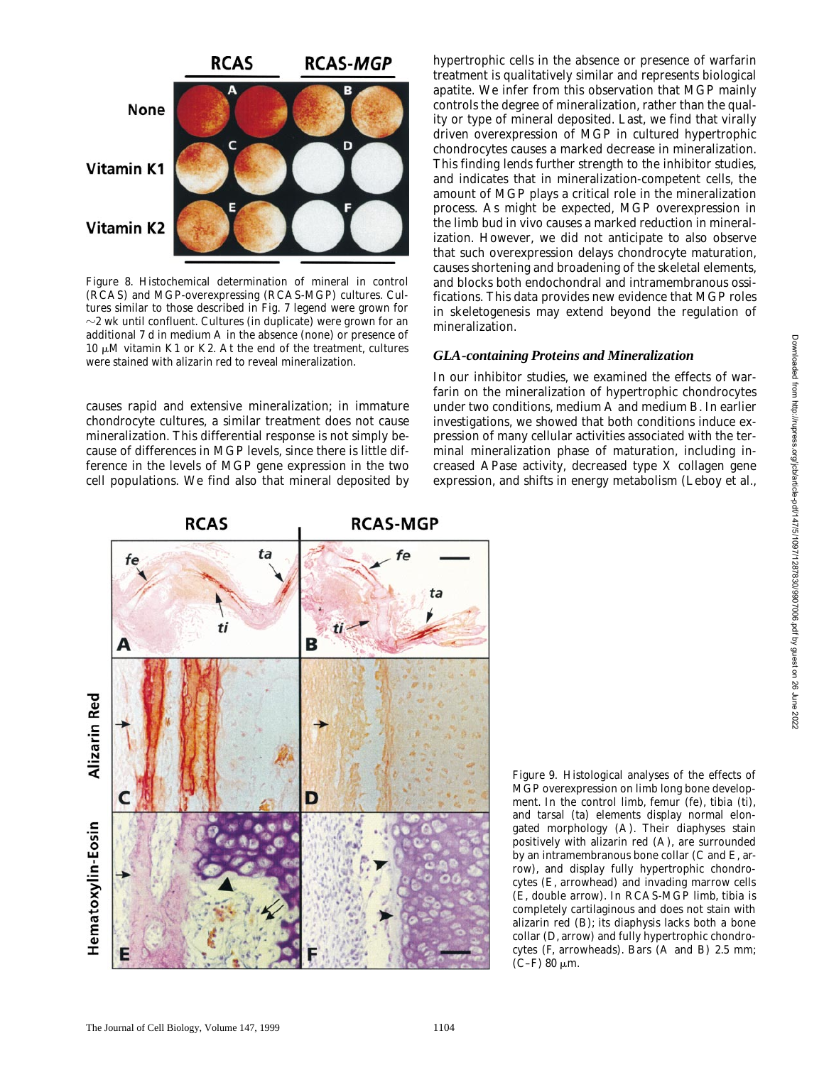Figure 8. Histochemical determination of mineral in control (RCAS) and MGP-overexpressing (RCAS-MGP) cultures. Cultures similar to those described in Fig. 7 legend were grown for ~2 wk until confluent. Cultures (in duplicate) were grown for an additional 7 d in medium A in the absence (none) or presence of 10 μM vitamin K1 or K2. At the end of the treatment, cultures were stained with alizarin red to reveal mineralization.

causes rapid and extensive mineralization; in immature chondrocyte cultures, a similar treatment does not cause mineralization. This differential response is not simply because of differences in MGP levels, since there is little difference in the levels of MGP gene expression in the two cell populations. We find also that mineral deposited by hypertrophic cells in the absence or presence of warfarin treatment is qualitatively similar and represents biological apatite. We infer from this observation that MGP mainly controls the degree of mineralization, rather than the quality or type of mineral deposited. Last, we find that virally driven overexpression of MGP in cultured hypertrophic chondrocytes causes a marked decrease in mineralization. This finding lends further strength to the inhibitor studies, and indicates that in mineralization-competent cells, the amount of MGP plays a critical role in the mineralization process. As might be expected, MGP overexpression in the limb bud in vivo causes a marked reduction in mineralization. However, we did not anticipate to also observe that such overexpression delays chondrocyte maturation, causes shortening and broadening of the skeletal elements, and blocks both endochondral and intramembranous ossifications. This data provides new evidence that MGP roles in skeletogenesis may extend beyond the regulation of mineralization.

### GLA-containing Proteins and Mineralization

In our inhibitor studies, we examined the effects of warfarin on the mineralization of hypertrophic chondrocytes under two conditions, medium A and medium B. In earlier investigations, we showed that both conditions induce expression of many cellular activities associated with the terminal mineralization phase of maturation, including increased APase activity, decreased type X collagen gene expression, and shifts in energy metabolism (Leboy et al.,

Figure 9. Histological analyses of the effects of MGP overexpression on limb long bone development. In the control limb, femur (fe), tibia (ti), and tarsal (ta) elements display normal elongated morphology (A). Their diaphyses stain positively with alizarin red (A), are surrounded by an intramembranous bone collar (C and E, arrow), and display fully hypertrophic chondrocytes (E, arrowhead) and invading marrow cells (E, double arrow). In RCAS-MGP limb, tibia is completely cartilaginous and does not stain with alizarin red (B); its diaphysis lacks both a bone collar (D, arrow) and fully hypertrophic chondrocytes (F, arrowheads). Bars (A and B) 2.5 mm; (C–F) 80 μm.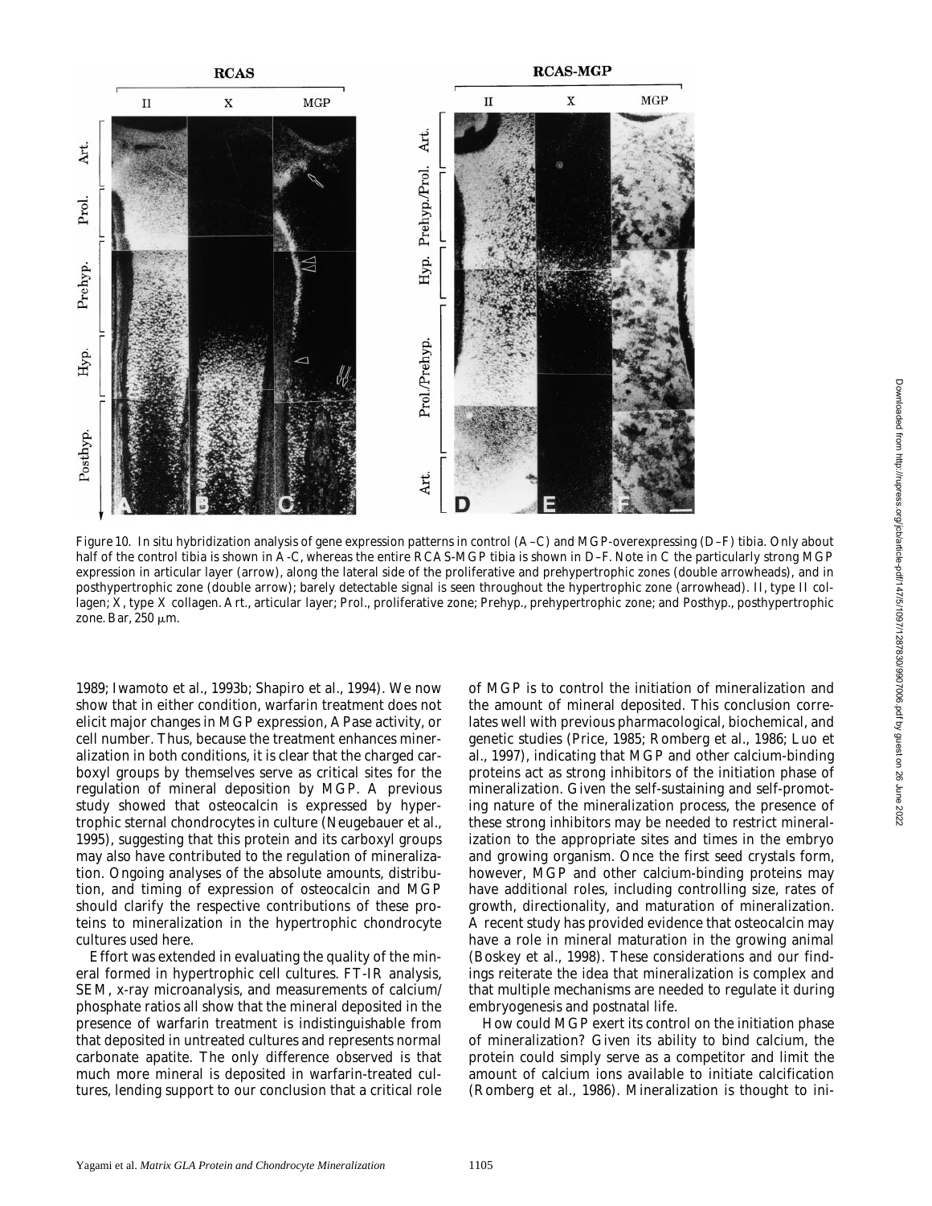Figure 10. In situ hybridization analysis of gene expression patterns in control (A–C) and MGP-overexpressing (D–F) tibia. Only about half of the control tibia is shown in A–C, whereas the entire RCAS-MGP tibia is shown in D–F. Note in C the particularly strong MGP expression in articular layer (arrow), along the lateral side of the proliferative and prehypertrophic zones (double arrowheads), and in posthypertrophic zone (double arrow); barely detectable signal is seen throughout the hypertrophic zone (arrowhead). II, type II collagen; X, type X collagen. Art., articular layer; Prol., proliferative zone; Prehyp., prehypertrophic zone; and Posthyp., posthypertrophic zone. Bar, 250 μm.

1989; Iwamoto et al., 1993b; Shapiro et al., 1994). We now show that in either condition, warfarin treatment does not elicit major changes in MGP expression, APase activity, or cell number. Thus, because the treatment enhances mineralization in both conditions, it is clear that the charged carboxyl groups by themselves serve as critical sites for the regulation of mineral deposition by MGP. A previous study showed that osteocalcin is expressed by hypertrophic sternal chondrocytes in culture (Neugebauer et al., 1995), suggesting that this protein and its carboxyl groups may also have contributed to the regulation of mineralization. Ongoing analyses of the absolute amounts, distribution, and timing of expression of osteocalcin and MGP should clarify the respective contributions of these proteins to mineralization in the hypertrophic chondrocyte cultures used here.

Effort was extended in evaluating the quality of the mineral formed in hypertrophic cell cultures. FT-IR analysis, SEM, x-ray microanalysis, and measurements of calcium/phosphate ratios all show that the mineral deposited in the presence of warfarin treatment is indistinguishable from that deposited in untreated cultures and represents normal carbonate apatite. The only difference observed is that much more mineral is deposited in warfarin-treated cultures, lending support to our conclusion that a critical role of MGP is to control the initiation of mineralization and the amount of mineral deposited. This conclusion correlates well with previous pharmacological, biochemical, and genetic studies (Price, 1985; Romberg et al., 1986; Luo et al., 1997), indicating that MGP and other calcium-binding proteins act as strong inhibitors of the initiation phase of mineralization. Given the self-sustaining and self-promoting nature of the mineralization process, the presence of these strong inhibitors may be needed to restrict mineralization to the appropriate sites and times in the embryo and growing organism. Once the first seed crystals form, however, MGP and other calcium-binding proteins may have additional roles, including controlling size, rates of growth, directionality, and maturation of mineralization. A recent study has provided evidence that osteocalcin may have a role in mineral maturation in the growing animal (Boskey et al., 1998). These considerations and our findings reiterate the idea that mineralization is complex and that multiple mechanisms are needed to regulate it during embryogenesis and postnatal life.

How could MGP exert its control on the initiation phase of mineralization? Given its ability to bind calcium, the protein could simply serve as a competitor and limit the amount of calcium ions available to initiate calcification (Romberg et al., 1986). Mineralization is thought to ini-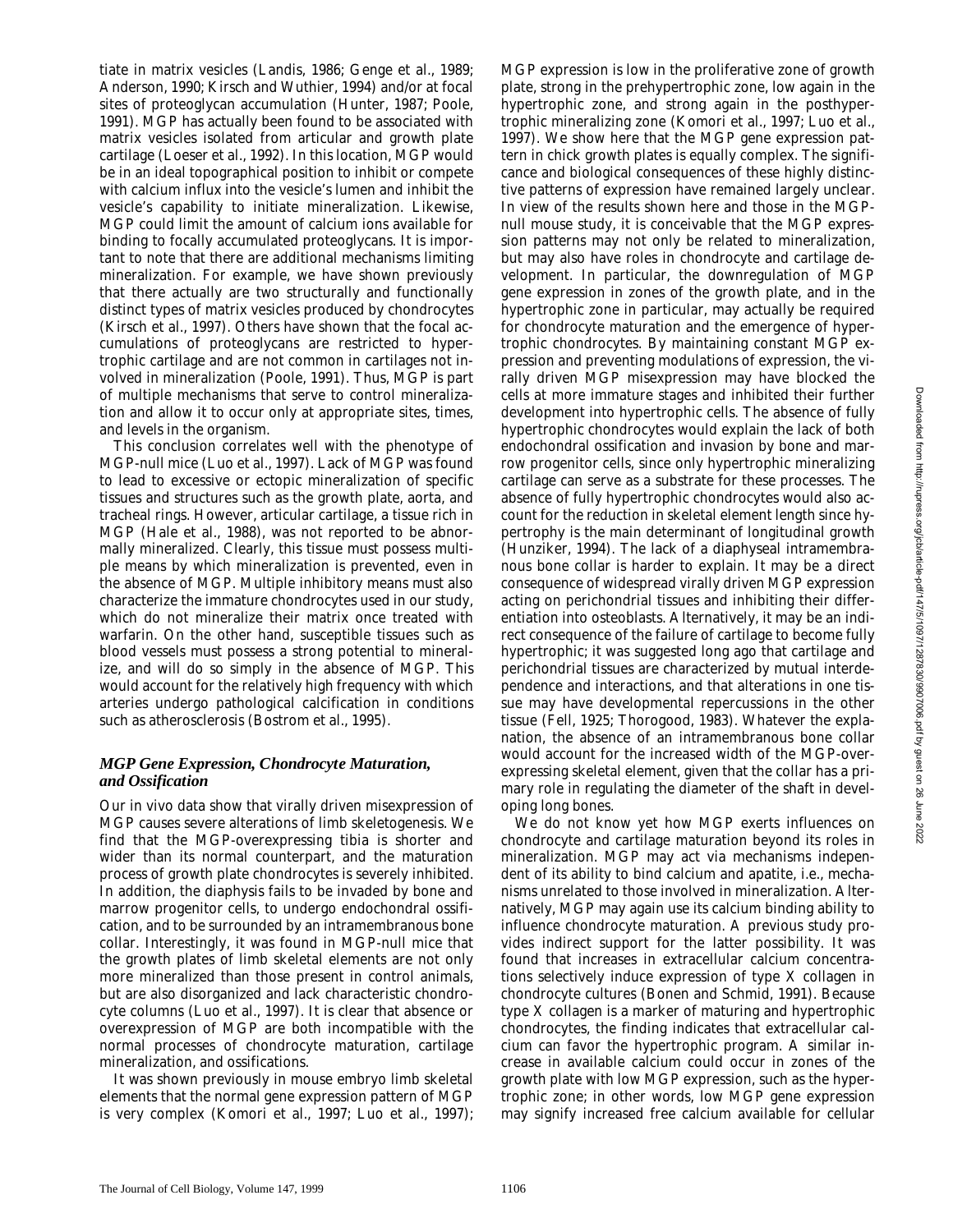tiate in matrix vesicles (Landis, 1986; Genge et al., 1989; Anderson, 1990; Kirsch and Wuthier, 1994) and/or at focal sites of proteoglycan accumulation (Hunter, 1987; Poole, 1991). MGP has actually been found to be associated with matrix vesicles isolated from articular and growth plate cartilage (Loeser et al., 1992). In this location, MGP would be in an ideal topographical position to inhibit or compete with calcium influx into the vesicle's lumen and inhibit the vesicle's capability to initiate mineralization. Likewise, MGP could limit the amount of calcium ions available for binding to focally accumulated proteoglycans. It is important to note that there are additional mechanisms limiting mineralization. For example, we have shown previously that there actually are two structurally and functionally distinct types of matrix vesicles produced by chondrocytes (Kirsch et al., 1997). Others have shown that the focal accumulations of proteoglycans are restricted to hypertrophic cartilage and are not common in cartilages not involved in mineralization (Poole, 1991). Thus, MGP is part of multiple mechanisms that serve to control mineralization and allow it to occur only at appropriate sites, times, and levels in the organism.

This conclusion correlates well with the phenotype of MGP-null mice (Luo et al., 1997). Lack of MGP was found to lead to excessive or ectopic mineralization of specific tissues and structures such as the growth plate, aorta, and tracheal rings. However, articular cartilage, a tissue rich in MGP (Hale et al., 1988), was not reported to be abnormally mineralized. Clearly, this tissue must possess multiple means by which mineralization is prevented, even in the absence of MGP. Multiple inhibitory means must also characterize the immature chondrocytes used in our study, which do not mineralize their matrix once treated with warfarin. On the other hand, susceptible tissues such as blood vessels must possess a strong potential to mineralize, and will do so simply in the absence of MGP. This would account for the relatively high frequency with which arteries undergo pathological calcification in conditions such as atherosclerosis (Bostrom et al., 1995).

### *MGP Gene Expression, Chondrocyte Maturation, and Ossification*

Our in vivo data show that virally driven misexpression of MGP causes severe alterations of limb skeletogenesis. We find that the MGP-overexpressing tibia is shorter and wider than its normal counterpart, and the maturation process of growth plate chondrocytes is severely inhibited. In addition, the diaphysis fails to be invaded by bone and marrow progenitor cells, to undergo endochondral ossification, and to be surrounded by an intramembranous bone collar. Interestingly, it was found in MGP-null mice that the growth plates of limb skeletal elements are not only more mineralized than those present in control animals, but are also disorganized and lack characteristic chondrocyte columns (Luo et al., 1997). It is clear that absence or overexpression of MGP are both incompatible with the normal processes of chondrocyte maturation, cartilage mineralization, and ossifications.

It was shown previously in mouse embryo limb skeletal elements that the normal gene expression pattern of MGP is very complex (Komori et al., 1997; Luo et al., 1997); MGP expression is low in the proliferative zone of growth plate, strong in the prehypertrophic zone, low again in the hypertrophic zone, and strong again in the posthypertrophic mineralizing zone (Komori et al., 1997; Luo et al., 1997). We show here that the MGP gene expression pattern in chick growth plates is equally complex. The significance and biological consequences of these highly distinctive patterns of expression have remained largely unclear. In view of the results shown here and those in the MGP-null mouse study, it is conceivable that the MGP expression patterns may not only be related to mineralization, but may also have roles in chondrocyte and cartilage development. In particular, the downregulation of MGP gene expression in zones of the growth plate, and in the hypertrophic zone in particular, may actually be required for chondrocyte maturation and the emergence of hypertrophic chondrocytes. By maintaining constant MGP expression and preventing modulations of expression, the virally driven MGP misexpression may have blocked the cells at more immature stages and inhibited their further development into hypertrophic cells. The absence of fully hypertrophic chondrocytes would explain the lack of both endochondral ossification and invasion by bone and marrow progenitor cells, since only hypertrophic mineralizing cartilage can serve as a substrate for these processes. The absence of fully hypertrophic chondrocytes would also account for the reduction in skeletal element length since hypertrophy is the main determinant of longitudinal growth (Hunziker, 1994). The lack of a diaphyseal intramembranous bone collar is harder to explain. It may be a direct consequence of widespread virally driven MGP expression acting on perichondrial tissues and inhibiting their differentiation into osteoblasts. Alternatively, it may be an indirect consequence of the failure of cartilage to become fully hypertrophic; it was suggested long ago that cartilage and perichondrial tissues are characterized by mutual interdependence and interactions, and that alterations in one tissue may have developmental repercussions in the other tissue (Fell, 1925; Thorogood, 1983). Whatever the explanation, the absence of an intramembranous bone collar would account for the increased width of the MGP-overexpressing skeletal element, given that the collar has a primary role in regulating the diameter of the shaft in developing long bones.

We do not know yet how MGP exerts influences on chondrocyte and cartilage maturation beyond its roles in mineralization. MGP may act via mechanisms independent of its ability to bind calcium and apatite, i.e., mechanisms unrelated to those involved in mineralization. Alternatively, MGP may again use its calcium binding ability to influence chondrocyte maturation. A previous study provides indirect support for the latter possibility. It was found that increases in extracellular calcium concentrations selectively induce expression of type X collagen in chondrocyte cultures (Bonen and Schmid, 1991). Because type X collagen is a marker of maturing and hypertrophic chondrocytes, the finding indicates that extracellular calcium can favor the hypertrophic program. A similar increase in available calcium could occur in zones of the growth plate with low MGP expression, such as the hypertrophic zone; in other words, low MGP gene expression may signify increased free calcium available for cellular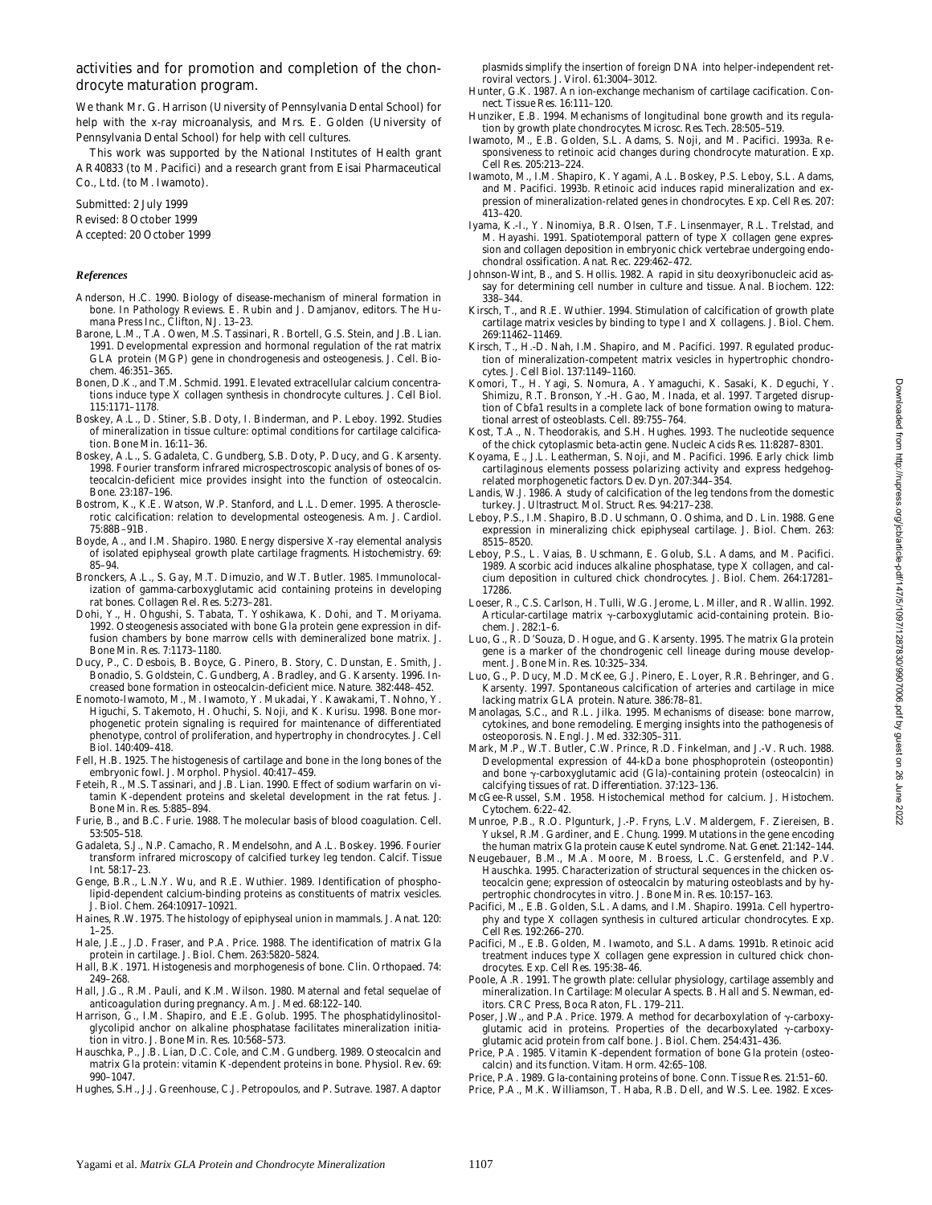activities and for promotion and completion of the chondrocyte maturation program.

We thank Mr. G. Harrison (University of Pennsylvania Dental School) for help with the x-ray microanalysis, and Mrs. E. Golden (University of Pennsylvania Dental School) for help with cell cultures.

This work was supported by the National Institutes of Health grant AR40833 (to M. Pacifici) and a research grant from Eisai Pharmaceutical Co., Ltd. (to M. Iwamoto).

Submitted: 2 July 1999
Revised: 8 October 1999
Accepted: 20 October 1999

### References

Anderson, H.C. 1990. Biology of disease-mechanism of mineral formation in bone. *In* Pathology Reviews. E. Rubin and J. Damjanov, editors. The Humana Press Inc., Clifton, NJ. 13–23.

Barone, L.M., T.A. Owen, M.S. Tassinari, R. Bortell, G.S. Stein, and J.B. Lian. 1991. Developmental expression and hormonal regulation of the rat matrix GLA protein (MGP) gene in chondrogenesis and osteogenesis. *J. Cell. Biochem.* 46:351–365.

Bonen, D.K., and T.M. Schmid. 1991. Elevated extracellular calcium concentrations induce type X collagen synthesis in chondrocyte cultures. *J. Cell Biol.* 115:1171–1178.

Boskey, A.L., D. Stiner, S.B. Doty, I. Binderman, and P. Leboy. 1992. Studies of mineralization in tissue culture: optimal conditions for cartilage calcification. *Bone Min.* 16:11–36.

Boskey, A.L., S. Gadaleta, C. Gundberg, S.B. Doty, P. Ducy, and G. Karsenty. 1998. Fourier transform infrared microspectroscopic analysis of bones of osteocalcin-deficient mice provides insight into the function of osteocalcin. *Bone.* 23:187–196.

Bostrom, K., K.E. Watson, W.P. Stanford, and L.L. Demer. 1995. Atherosclerotic calcification: relation to developmental osteogenesis. *Am. J. Cardiol.* 75:88B–91B.

Boyde, A., and I.M. Shapiro. 1980. Energy dispersive X-ray elemental analysis of isolated epiphyseal growth plate cartilage fragments. *Histochemistry.* 69: 85–94.

Bronckers, A.L., S. Gay, M.T. Dimuzio, and W.T. Butler. 1985. Immunolocalization of gamma-carboxyglutamic acid containing proteins in developing rat bones. *Collagen Rel. Res.* 5:273–281.

Dohi, Y., H. Ohgushi, S. Tabata, T. Yoshikawa, K. Dohi, and T. Moriyama. 1992. Osteogenesis associated with bone Gla protein gene expression in diffusion chambers by bone marrow cells with demineralized bone matrix. *J. Bone Min. Res.* 7:1173–1180.

Ducy, P., C. Desbois, B. Boyce, G. Pinero, B. Story, C. Dunstan, E. Smith, J. Bonadio, S. Goldstein, C. Gundberg, A. Bradley, and G. Karsenty. 1996. Increased bone formation in osteocalcin-deficient mice. *Nature.* 382:448–452.

Enomoto-Iwamoto, M., M. Iwamoto, Y. Mukudai, Y. Kawakami, T. Nohno, Y. Higuchi, S. Takemoto, H. Ohuchi, S. Noji, and K. Kurisu. 1998. Bone morphogenetic protein signaling is required for maintenance of differentiated phenotype, control of proliferation, and hypertrophy in chondrocytes. *J. Cell Biol.* 140:409–418.

Fell, H.B. 1925. The histogenesis of cartilage and bone in the long bones of the embryonic fowl. *J. Morphol. Physiol.* 40:417–459.

Feteih, R., M.S. Tassinari, and J.B. Lian. 1990. Effect of sodium warfarin on vitamin K-dependent proteins and skeletal development in the rat fetus. *J. Bone Min. Res.* 5:885–894.

Furie, B., and B.C. Furie. 1988. The molecular basis of blood coagulation. *Cell.* 53:505–518.

Gadaleta, S.J., N.P. Camacho, R. Mendelsohn, and A.L. Boskey. 1996. Fourier transform infrared microscopy of calcified turkey leg tendon. *Calcif. Tissue Int.* 58:17–23.

Genge, B.R., L.N.Y. Wu, and R.E. Wuthier. 1989. Identification of phospholipid-dependent calcium-binding proteins as constituents of matrix vesicles. *J. Biol. Chem.* 264:10917–10921.

Haines, R.W. 1975. The histology of epiphyseal union in mammals. *J. Anat.* 120: 1–25.

Hale, J.E., J.D. Fraser, and P.A. Price. 1988. The identification of matrix Gla protein in cartilage. *J. Biol. Chem.* 263:5820–5824.

Hall, B.K. 1971. Histogenesis and morphogenesis of bone. *Clin. Orthopaed.* 74: 249–268.

Hall, J.G., R.M. Pauli, and K.M. Wilson. 1980. Maternal and fetal sequelae of anticoagulation during pregnancy. *Am. J. Med.* 68:122–140.

Harrison, G., I.M. Shapiro, and E.E. Golub. 1995. The phosphatidylinositol-glycolipid anchor on alkaline phosphatase facilitates mineralization initiation in vitro. *J. Bone Min. Res.* 10:568–573.

Hauschka, P., J.B. Lian, D.C. Cole, and C.M. Gundberg. 1989. Osteocalcin and matrix Gla protein: vitamin K-dependent proteins in bone. *Physiol. Rev.* 69: 990–1047.

Hughes, S.H., J.J. Greenhouse, C.J. Petropoulos, and P. Sutrave. 1987. Adaptor plasmids simplify the insertion of foreign DNA into helper-independent retroviral vectors. *J. Virol.* 61:3004–3012.

Hunter, G.K. 1987. An ion-exchange mechanism of cartilage cacification. *Connect. Tissue Res.* 16:111–120.

Hunziker, E.B. 1994. Mechanisms of longitudinal bone growth and its regulation by growth plate chondrocytes. *Microsc. Res. Tech.* 28:505–519.

Iwamoto, M., E.B. Golden, S.L. Adams, S. Noji, and M. Pacifici. 1993a. Responsiveness to retinoic acid changes during chondrocyte maturation. *Exp. Cell Res.* 205:213–224.

Iwamoto, M., I.M. Shapiro, K. Yagami, A.L. Boskey, P.S. Leboy, S.L. Adams, and M. Pacifici. 1993b. Retinoic acid induces rapid mineralization and expression of mineralization-related genes in chondrocytes. *Exp. Cell Res.* 207: 413–420.

Iyama, K.-I., Y. Ninomiya, B.R. Olsen, T.F. Linsenmayer, R.L. Trelstad, and M. Hayashi. 1991. Spatiotemporal pattern of type X collagen gene expression and collagen deposition in embryonic chick vertebrae undergoing endochondral ossification. *Anat. Rec.* 229:462–472.

Johnson-Wint, B., and S. Hollis. 1982. A rapid in situ deoxyribonucleic acid assay for determining cell number in culture and tissue. *Anal. Biochem.* 122: 338–344.

Kirsch, T., and R.E. Wuthier. 1994. Stimulation of calcification of growth plate cartilage matrix vesicles by binding to type I and X collagens. *J. Biol. Chem.* 269:11462–11469.

Kirsch, T., H.-D. Nah, I.M. Shapiro, and M. Pacifici. 1997. Regulated production of mineralization-competent matrix vesicles in hypertrophic chondrocytes. *J. Cell Biol.* 137:1149–1160.

Komori, T., H. Yagi, S. Nomura, A. Yamaguchi, K. Sasaki, K. Deguchi, Y. Shimizu, R.T. Bronson, Y.-H. Gao, M. Inada, et al. 1997. Targeted disruption of Cbfa1 results in a complete lack of bone formation owing to maturational arrest of osteoblasts. *Cell.* 89:755–764.

Kost, T.A., N. Theodorakis, and S.H. Hughes. 1993. The nucleotide sequence of the chick cytoplasmic beta-actin gene. *Nucleic Acids Res.* 11:8287–8301.

Koyama, E., J.L. Leatherman, S. Noji, and M. Pacifici. 1996. Early chick limb cartilaginous elements possess polarizing activity and express hedgehog-related morphogenetic factors. *Dev. Dyn.* 207:344–354.

Landis, W.J. 1986. A study of calcification of the leg tendons from the domestic turkey. *J. Ultrastruct. Mol. Struct. Res.* 94:217–238.

Leboy, P.S., I.M. Shapiro, B.D. Uschmann, O. Oshima, and D. Lin. 1988. Gene expression in mineralizing chick epiphyseal cartilage. *J. Biol. Chem.* 263: 8515–8520.

Leboy, P.S., L. Vaias, B. Uschmann, E. Golub, S.L. Adams, and M. Pacifici. 1989. Ascorbic acid induces alkaline phosphatase, type X collagen, and calcium deposition in cultured chick chondrocytes. *J. Biol. Chem.* 264:17281–17286.

Loeser, R., C.S. Carlson, H. Tulli, W.G. Jerome, L. Miller, and R. Wallin. 1992. Articular-cartilage matrix γ-carboxyglutamic acid-containing protein. *Biochem. J.* 282:1–6.

Luo, G., R. D'Souza, D. Hogue, and G. Karsenty. 1995. The matrix Gla protein gene is a marker of the chondrogenic cell lineage during mouse development. *J. Bone Min. Res.* 10:325–334.

Luo, G., P. Ducy, M.D. McKee, G.J. Pinero, E. Loyer, R.R. Behringer, and G. Karsenty. 1997. Spontaneous calcification of arteries and cartilage in mice lacking matrix GLA protein. *Nature.* 386:78–81.

Manolagas, S.C., and R.L. Jilka. 1995. Mechanisms of disease: bone marrow, cytokines, and bone remodeling. Emerging insights into the pathogenesis of osteoporosis. *N. Engl. J. Med.* 332:305–311.

Mark, M.P., W.T. Butler, C.W. Prince, R.D. Finkelman, and J.-V. Ruch. 1988. Developmental expression of 44-kDa bone phosphoprotein (osteopontin) and bone γ-carboxyglutamic acid (Gla)-containing protein (osteocalcin) in calcifying tissues of rat. *Differentiation.* 37:123–136.

McGee-Russel, S.M. 1958. Histochemical method for calcium. *J. Histochem. Cytochem.* 6:22–42.

Munroe, P.B., R.O. Plgunturk, J.-P. Fryns, L.V. Maldergem, F. Ziereisen, B. Yuksel, R.M. Gardiner, and E. Chung. 1999. Mutations in the gene encoding the human matrix Gla protein cause Keutel syndrome. *Nat. Genet.* 21:142–144.

Neugebauer, B.M., M.A. Moore, M. Broess, L.C. Gerstenfeld, and P.V. Hauschka. 1995. Characterization of structural sequences in the chicken osteocalcin gene; expression of osteocalcin by maturing osteoblasts and by hypertrophic chondrocytes in vitro. *J. Bone Min. Res.* 10:157–163.

Pacifici, M., E.B. Golden, S.L. Adams, and I.M. Shapiro. 1991a. Cell hypertrophy and type X collagen synthesis in cultured articular chondrocytes. *Exp. Cell Res.* 192:266–270.

Pacifici, M., E.B. Golden, M. Iwamoto, and S.L. Adams. 1991b. Retinoic acid treatment induces type X collagen gene expression in cultured chick chondrocytes. *Exp. Cell Res.* 195:38–46.

Poole, A.R. 1991. The growth plate: cellular physiology, cartilage assembly and mineralization. *In* Cartilage: Molecular Aspects. B. Hall and S. Newman, editors. CRC Press, Boca Raton, FL. 179–211.

Poser, J.W., and P.A. Price. 1979. A method for decarboxylation of γ-carboxyglutamic acid in proteins. Properties of the decarboxylated γ-carboxyglutamic acid protein from calf bone. *J. Biol. Chem.* 254:431–436.

Price, P.A. 1985. Vitamin K-dependent formation of bone Gla protein (osteocalcin) and its function. *Vitam. Horm.* 42:65–108.

Price, P.A. 1989. Gla-containing proteins of bone. *Conn. Tissue Res.* 21:51–60.

Price, P.A., M.K. Williamson, T. Haba, R.B. Dell, and W.S. Lee. 1982. Exces-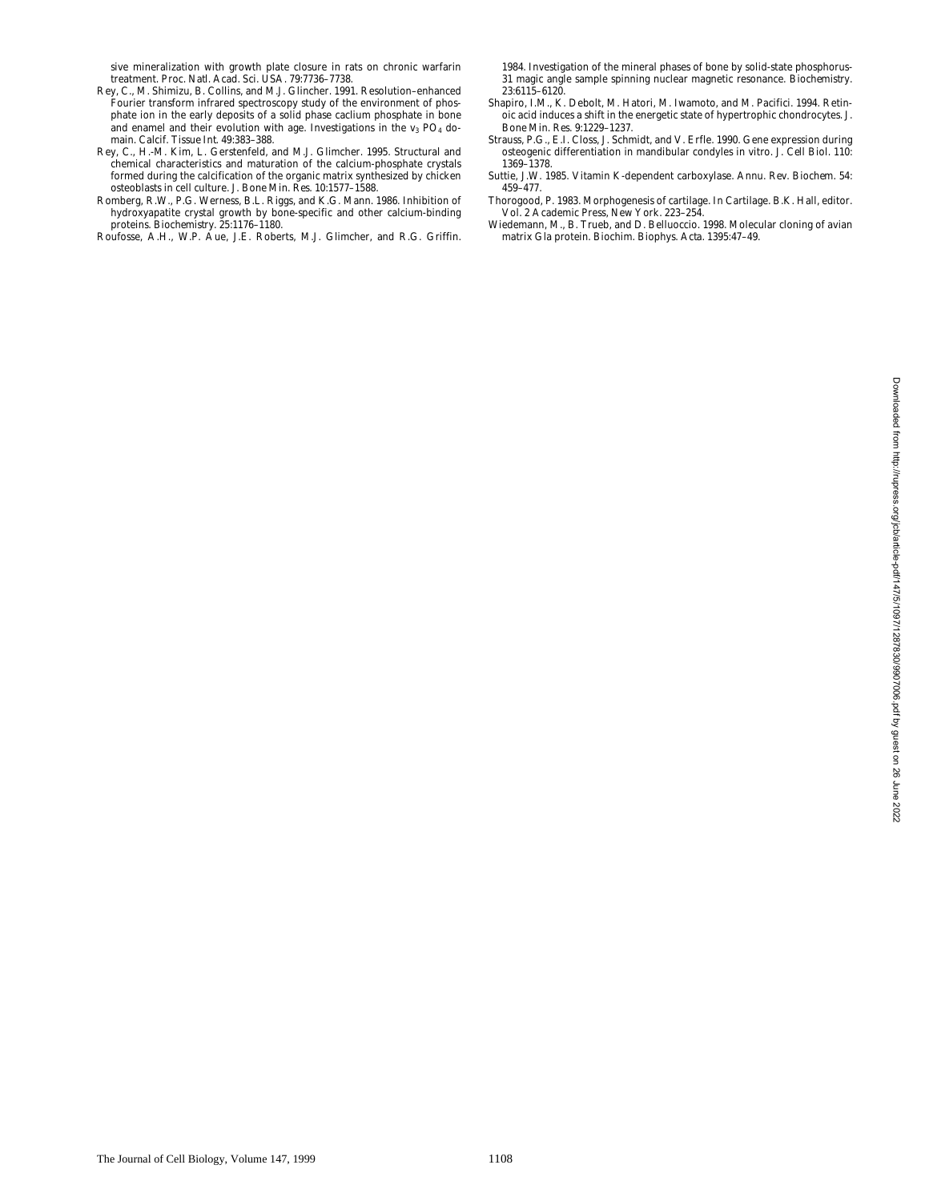sive mineralization with growth plate closure in rats on chronic warfarin treatment. Proc. Natl. Acad. Sci. USA. 79:7736–7738.

Rey, C., M. Shimizu, B. Collins, and M.J. Glincher. 1991. Resolution–enhanced Fourier transform infrared spectroscopy study of the environment of phosphate ion in the early deposits of a solid phase caclium phosphate in bone and enamel and their evolution with age. Investigations in the $v_3$ $PO_4$ domain. Calcif. Tissue Int. 49:383–388.

Rey, C., H.-M. Kim, L. Gerstenfeld, and M.J. Glimcher. 1995. Structural and chemical characteristics and maturation of the calcium-phosphate crystals formed during the calcification of the organic matrix synthesized by chicken osteoblasts in cell culture. J. Bone Min. Res. 10:1577–1588.

Romberg, R.W., P.G. Werness, B.L. Riggs, and K.G. Mann. 1986. Inhibition of hydroxyapatite crystal growth by bone-specific and other calcium-binding proteins. Biochemistry. 25:1176–1180.

Roufosse, A.H., W.P. Aue, J.E. Roberts, M.J. Glimcher, and R.G. Griffin. 1984. Investigation of the mineral phases of bone by solid-state phosphorus-31 magic angle sample spinning nuclear magnetic resonance. Biochemistry. 23:6115–6120.

Shapiro, I.M., K. Debolt, M. Hatori, M. Iwamoto, and M. Pacifici. 1994. Retinoic acid induces a shift in the energetic state of hypertrophic chondrocytes. J. Bone Min. Res. 9:1229–1237.

Strauss, P.G., E.I. Closs, J. Schmidt, and V. Erfle. 1990. Gene expression during osteogenic differentiation in mandibular condyles in vitro. J. Cell Biol. 110: 1369–1378.

Suttie, J.W. 1985. Vitamin K-dependent carboxylase. Annu. Rev. Biochem. 54: 459–477.

Thorogood, P. 1983. Morphogenesis of cartilage. In Cartilage. B.K. Hall, editor. Vol. 2 Academic Press, New York. 223–254.

Wiedemann, M., B. Trueb, and D. Belluoccio. 1998. Molecular cloning of avian matrix Gla protein. Biochim. Biophys. Acta. 1395:47–49.